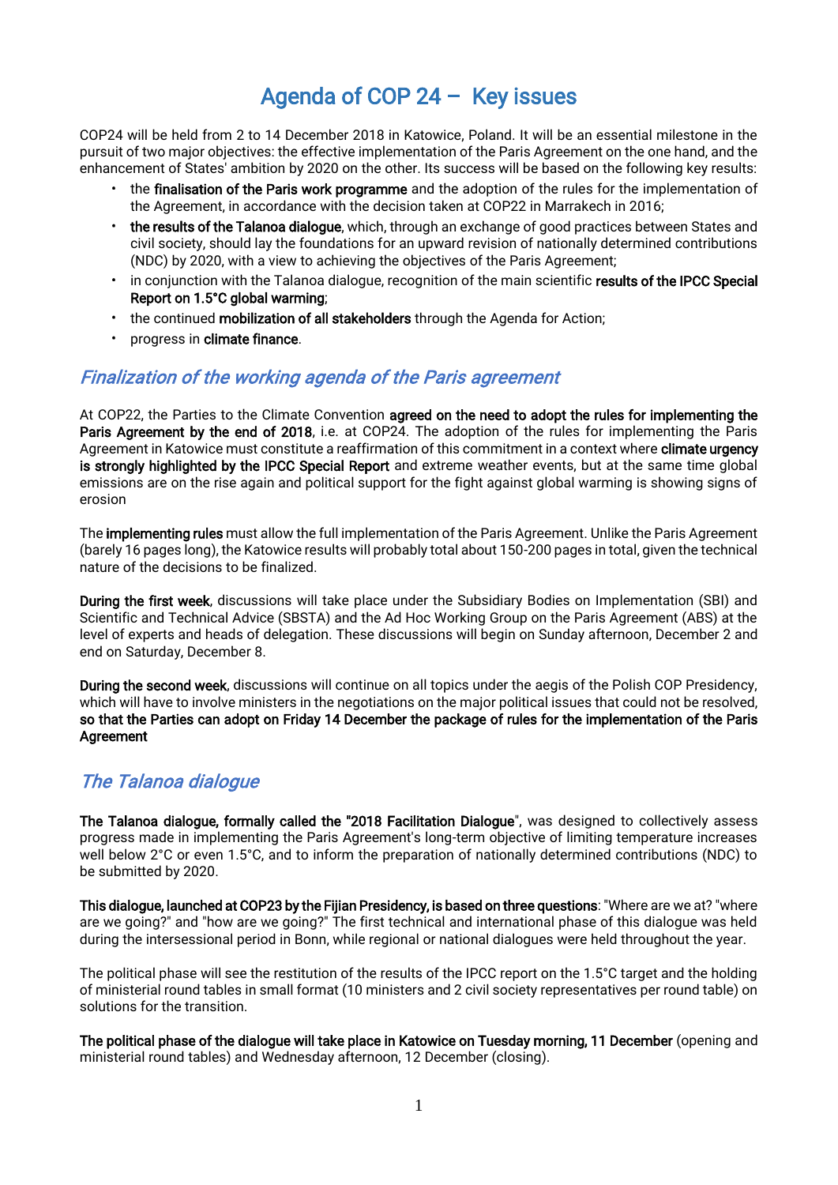# Agenda of COP 24 – Key issues

COP24 will be held from 2 to 14 December 2018 in Katowice, Poland. It will be an essential milestone in the pursuit of two major objectives: the effective implementation of the Paris Agreement on the one hand, and the enhancement of States' ambition by 2020 on the other. Its success will be based on the following key results:

- the **finalisation of the Paris work programme** and the adoption of the rules for the implementation of the Agreement, in accordance with the decision taken at COP22 in Marrakech in 2016;
- **the results of the Talanoa dialogue**, which, through an exchange of good practices between States and civil society, should lay the foundations for an upward revision of nationally determined contributions (NDC) by 2020, with a view to achieving the objectives of the Paris Agreement;
- in conjunction with the Talanoa dialogue, recognition of the main scientific **results of the IPCC Special Report on 1.5°C global warming**;
- the continued **mobilization of all stakeholders** through the Agenda for Action;
- progress in **climate finance**.

## *Finalization of the working agenda of the Paris agreement*

At COP22, the Parties to the Climate Convention **agreed on the need to adopt the rules for implementing the Paris Agreement by the end of 2018**, i.e. at COP24. The adoption of the rules for implementing the Paris Agreement in Katowice must constitute a reaffirmation of this commitment in a context where **climate urgency is strongly highlighted by the IPCC Special Report** and extreme weather events, but at the same time global emissions are on the rise again and political support for the fight against global warming is showing signs of erosion

The **implementing rules** must allow the full implementation of the Paris Agreement. Unlike the Paris Agreement (barely 16 pages long), the Katowice results will probably total about 150-200 pages in total, given the technical nature of the decisions to be finalized.

**During the first week**, discussions will take place under the Subsidiary Bodies on Implementation (SBI) and Scientific and Technical Advice (SBSTA) and the Ad Hoc Working Group on the Paris Agreement (ABS) at the level of experts and heads of delegation. These discussions will begin on Sunday afternoon, December 2 and end on Saturday, December 8.

**During the second week**, discussions will continue on all topics under the aegis of the Polish COP Presidency, which will have to involve ministers in the negotiations on the major political issues that could not be resolved, **so that the Parties can adopt on Friday 14 December the package of rules for the implementation of the Paris Agreement**

## *The Talanoa dialogue*

**The Talanoa dialogue, formally called the "2018 Facilitation Dialogue**", was designed to collectively assess progress made in implementing the Paris Agreement's long-term objective of limiting temperature increases well below 2°C or even 1.5°C, and to inform the preparation of nationally determined contributions (NDC) to be submitted by 2020.

**This dialogue, launched at COP23 by the Fijian Presidency, is based on three questions**: "Where are we at? "where are we going?" and "how are we going?" The first technical and international phase of this dialogue was held during the intersessional period in Bonn, while regional or national dialogues were held throughout the year.

The political phase will see the restitution of the results of the IPCC report on the 1.5°C target and the holding of ministerial round tables in small format (10 ministers and 2 civil society representatives per round table) on solutions for the transition.

**The political phase of the dialogue will take place in Katowice on Tuesday morning, 11 December** (opening and ministerial round tables) and Wednesday afternoon, 12 December (closing).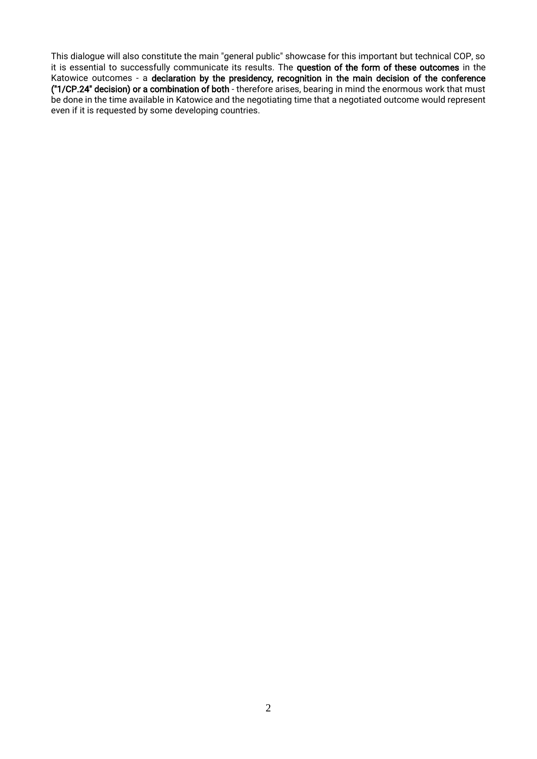This dialogue will also constitute the main "general public" showcase for this important but technical COP, so it is essential to successfully communicate its results. The **question of the form of these outcomes** in the Katowice outcomes - a **declaration by the presidency, recognition in the main decision of the conference ("1/CP.24" decision) or a combination of both** - therefore arises, bearing in mind the enormous work that must be done in the time available in Katowice and the negotiating time that a negotiated outcome would represent even if it is requested by some developing countries.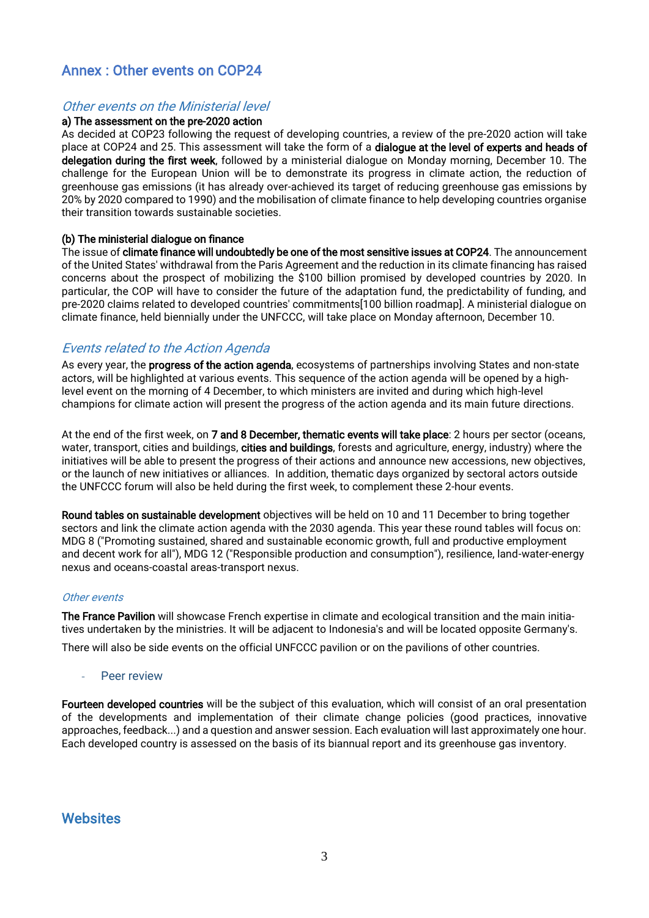## Annex : Other events on COP24

### *Other events on the Ministerial level*

**a) The assessment on the pre-2020 action**

As decided at COP23 following the request of developing countries, a review of the pre-2020 action will take place at COP24 and 25. This assessment will take the form of a **dialogue at the level of experts and heads of delegation during the first week**, followed by a ministerial dialogue on Monday morning, December 10. The challenge for the European Union will be to demonstrate its progress in climate action, the reduction of greenhouse gas emissions (it has already over-achieved its target of reducing greenhouse gas emissions by 20% by 2020 compared to 1990) and the mobilisation of climate finance to help developing countries organise their transition towards sustainable societies.

**(b) The ministerial dialogue on finance**

The issue of **climate finance will undoubtedly be one of the most sensitive issues at COP24**. The announcement of the United States' withdrawal from the Paris Agreement and the reduction in its climate financing has raised concerns about the prospect of mobilizing the $100 billion promised by developed countries by 2020. In particular, the COP will have to consider the future of the adaptation fund, the predictability of funding, and pre-2020 claims related to developed countries' commitments[100 billion roadmap]. A ministerial dialogue on climate finance, held biennially under the UNFCCC, will take place on Monday afternoon, December 10.

### *Events related to the Action Agenda*

As every year, the **progress of the action agenda**, ecosystems of partnerships involving States and non-state actors, will be highlighted at various events. This sequence of the action agenda will be opened by a high-level event on the morning of 4 December, to which ministers are invited and during which high-level champions for climate action will present the progress of the action agenda and its main future directions.

At the end of the first week, on **7 and 8 December, thematic events will take place**: 2 hours per sector (oceans, water, transport, cities and buildings, **cities and buildings**, forests and agriculture, energy, industry) where the initiatives will be able to present the progress of their actions and announce new accessions, new objectives, or the launch of new initiatives or alliances. In addition, thematic days organized by sectoral actors outside the UNFCCC forum will also be held during the first week, to complement these 2-hour events.

**Round tables on sustainable development** objectives will be held on 10 and 11 December to bring together sectors and link the climate action agenda with the 2030 agenda. This year these round tables will focus on: MDG 8 ("Promoting sustained, shared and sustainable economic growth, full and productive employment and decent work for all"), MDG 12 ("Responsible production and consumption"), resilience, land-water-energy nexus and oceans-coastal areas-transport nexus.

#### *Other events*

**The France Pavilion** will showcase French expertise in climate and ecological transition and the main initiatives undertaken by the ministries. It will be adjacent to Indonesia's and will be located opposite Germany's.

There will also be side events on the official UNFCCC pavilion or on the pavilions of other countries.

- Peer review

**Fourteen developed countries** will be the subject of this evaluation, which will consist of an oral presentation of the developments and implementation of their climate change policies (good practices, innovative approaches, feedback...) and a question and answer session. Each evaluation will last approximately one hour. Each developed country is assessed on the basis of its biannual report and its greenhouse gas inventory.

## Websites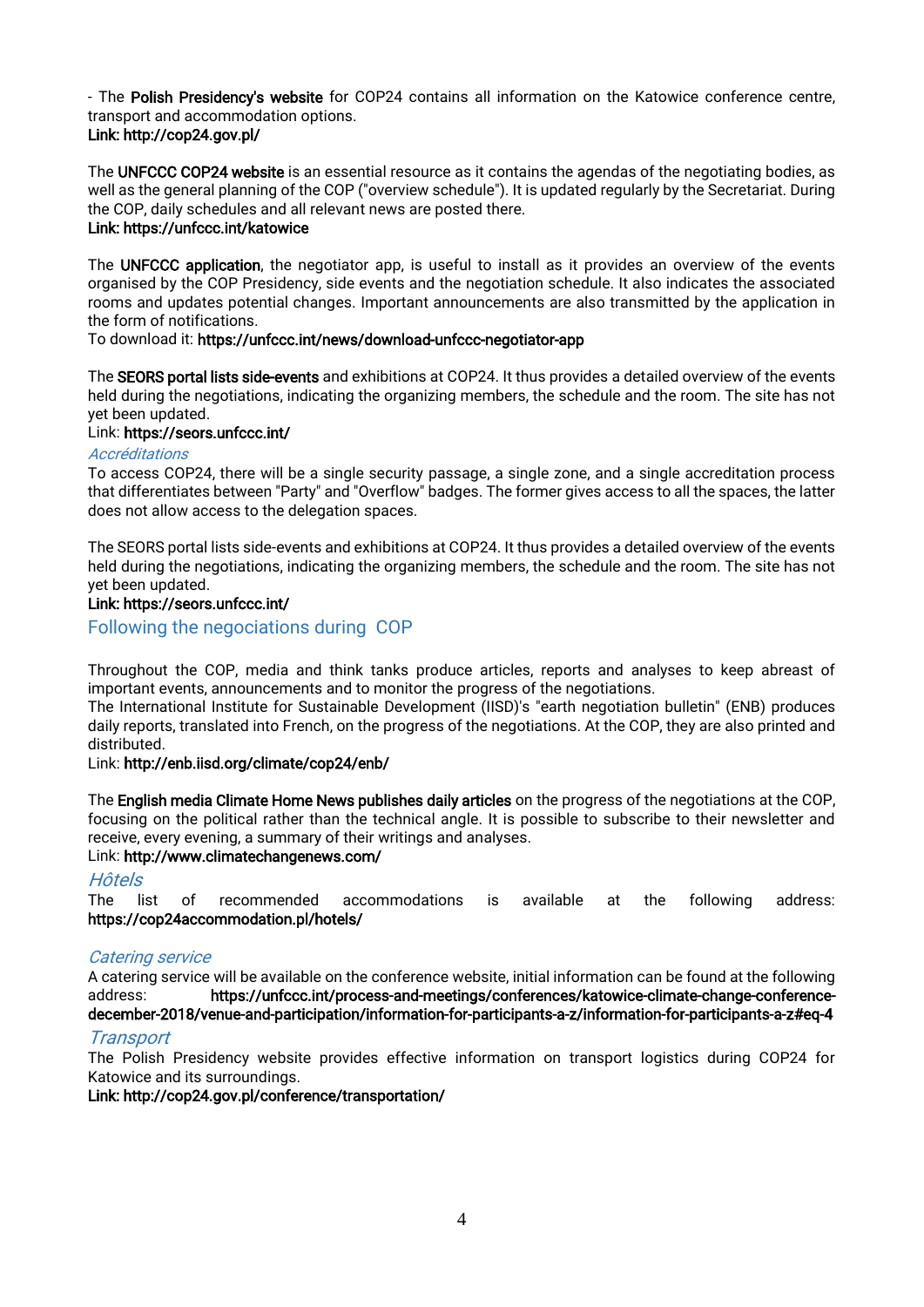- The **Polish Presidency's website** for COP24 contains all information on the Katowice conference centre, transport and accommodation options.
**Link: http://cop24.gov.pl/**

The **UNFCCC COP24 website** is an essential resource as it contains the agendas of the negotiating bodies, as well as the general planning of the COP ("overview schedule"). It is updated regularly by the Secretariat. During the COP, daily schedules and all relevant news are posted there.
**Link: https://unfccc.int/katowice**

The **UNFCCC application**, the negotiator app, is useful to install as it provides an overview of the events organised by the COP Presidency, side events and the negotiation schedule. It also indicates the associated rooms and updates potential changes. Important announcements are also transmitted by the application in the form of notifications.
To download it: **https://unfccc.int/news/download-unfccc-negotiator-app**

The **SEORS portal lists side-events** and exhibitions at COP24. It thus provides a detailed overview of the events held during the negotiations, indicating the organizing members, the schedule and the room. The site has not yet been updated.
Link: **https://seors.unfccc.int/**

*Accréditations*

To access COP24, there will be a single security passage, a single zone, and a single accreditation process that differentiates between "Party" and "Overflow" badges. The former gives access to all the spaces, the latter does not allow access to the delegation spaces.

The SEORS portal lists side-events and exhibitions at COP24. It thus provides a detailed overview of the events held during the negotiations, indicating the organizing members, the schedule and the room. The site has not yet been updated.
**Link: https://seors.unfccc.int/**

## Following the negociations during COP

Throughout the COP, media and think tanks produce articles, reports and analyses to keep abreast of important events, announcements and to monitor the progress of the negotiations.
The International Institute for Sustainable Development (IISD)'s "earth negotiation bulletin" (ENB) produces daily reports, translated into French, on the progress of the negotiations. At the COP, they are also printed and distributed.
Link: **http://enb.iisd.org/climate/cop24/enb/**

The **English media Climate Home News publishes daily articles** on the progress of the negotiations at the COP, focusing on the political rather than the technical angle. It is possible to subscribe to their newsletter and receive, every evening, a summary of their writings and analyses.
Link: **http://www.climatechangenews.com/**

*Hôtels*

The list of recommended accommodations is available at the following address: **https://cop24accommodation.pl/hotels/**

*Catering service*

A catering service will be available on the conference website, initial information can be found at the following address: **https://unfccc.int/process-and-meetings/conferences/katowice-climate-change-conference-december-2018/venue-and-participation/information-for-participants-a-z/information-for-participants-a-z#eq-4**

*Transport*

The Polish Presidency website provides effective information on transport logistics during COP24 for Katowice and its surroundings.
**Link: http://cop24.gov.pl/conference/transportation/**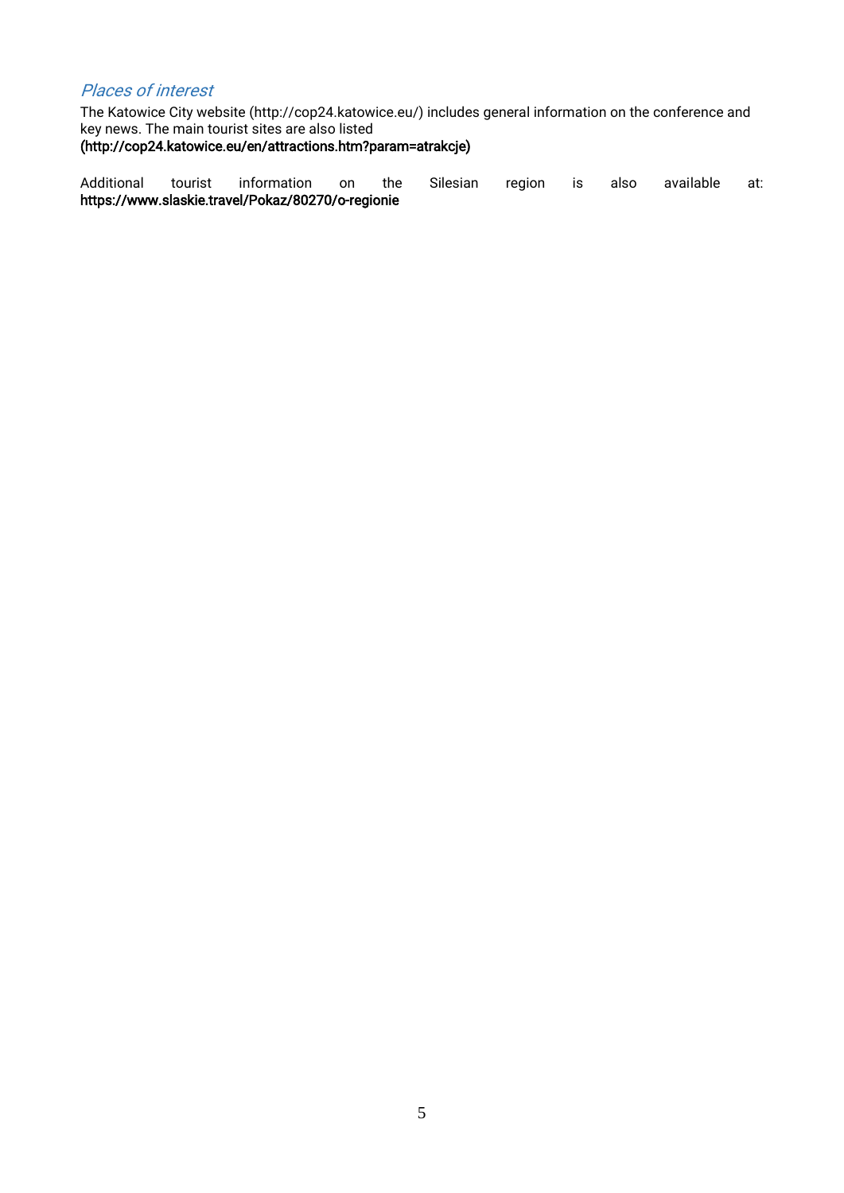## *Places of interest*

The Katowice City website (http://cop24.katowice.eu/) includes general information on the conference and key news. The main tourist sites are also listed (http://cop24.katowice.eu/en/attractions.htm?param=atrakcje)

Additional tourist information on the Silesian region is also available at: https://www.slaskie.travel/Pokaz/80270/o-regionie